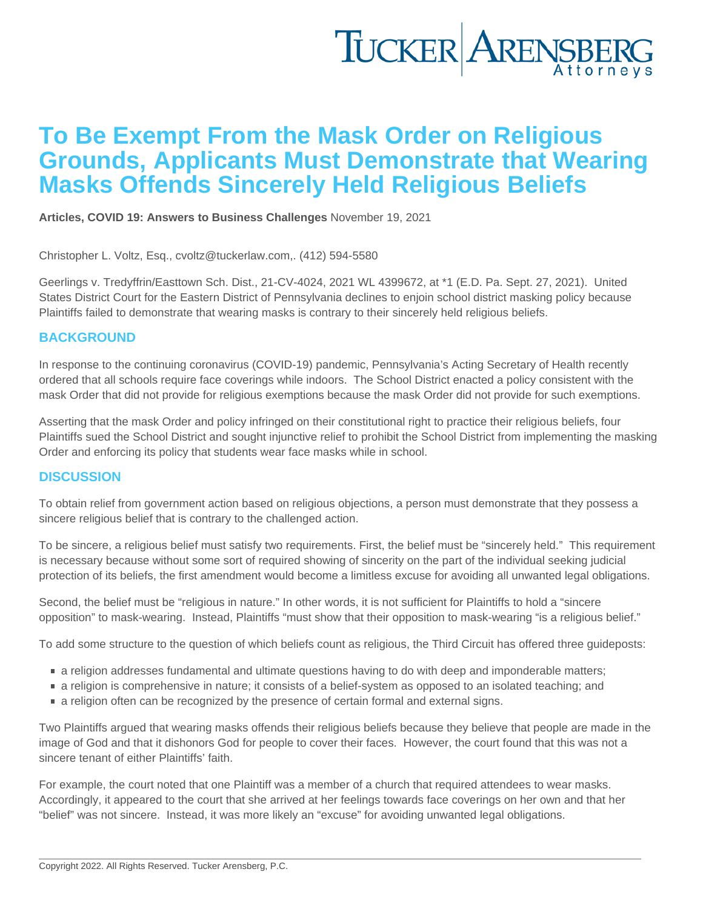# To Be Exempt From the Mask Order on Religious Grounds, Applicants Must Demonstrate that Wearing Masks Offends Sincerely Held Religious Beliefs

**Articles, COVID 19: Answers to Business Challenges** November 19, 2021

Christopher L. Voltz, Esq., cvoltz@tuckerlaw.com,. (412) 594-5580

Geerlings v. Tredyffrin/Easttown Sch. Dist., 21-CV-4024, 2021 WL 4399672, at *1 (E.D. Pa. Sept. 27, 2021). United States District Court for the Eastern District of Pennsylvania declines to enjoin school district masking policy because Plaintiffs failed to demonstrate that wearing masks is contrary to their sincerely held religious beliefs.

## BACKGROUND

In response to the continuing coronavirus (COVID-19) pandemic, Pennsylvania's Acting Secretary of Health recently ordered that all schools require face coverings while indoors. The School District enacted a policy consistent with the mask Order that did not provide for religious exemptions because the mask Order did not provide for such exemptions.

Asserting that the mask Order and policy infringed on their constitutional right to practice their religious beliefs, four Plaintiffs sued the School District and sought injunctive relief to prohibit the School District from implementing the masking Order and enforcing its policy that students wear face masks while in school.

## DISCUSSION

To obtain relief from government action based on religious objections, a person must demonstrate that they possess a sincere religious belief that is contrary to the challenged action.

To be sincere, a religious belief must satisfy two requirements. First, the belief must be "sincerely held." This requirement is necessary because without some sort of required showing of sincerity on the part of the individual seeking judicial protection of its beliefs, the first amendment would become a limitless excuse for avoiding all unwanted legal obligations.

Second, the belief must be "religious in nature." In other words, it is not sufficient for Plaintiffs to hold a "sincere opposition" to mask-wearing. Instead, Plaintiffs "must show that their opposition to mask-wearing "is a religious belief."

To add some structure to the question of which beliefs count as religious, the Third Circuit has offered three guideposts:

- a religion addresses fundamental and ultimate questions having to do with deep and imponderable matters;
- a religion is comprehensive in nature; it consists of a belief-system as opposed to an isolated teaching; and
- a religion often can be recognized by the presence of certain formal and external signs.

Two Plaintiffs argued that wearing masks offends their religious beliefs because they believe that people are made in the image of God and that it dishonors God for people to cover their faces. However, the court found that this was not a sincere tenant of either Plaintiffs' faith.

For example, the court noted that one Plaintiff was a member of a church that required attendees to wear masks. Accordingly, it appeared to the court that she arrived at her feelings towards face coverings on her own and that her "belief" was not sincere. Instead, it was more likely an "excuse" for avoiding unwanted legal obligations.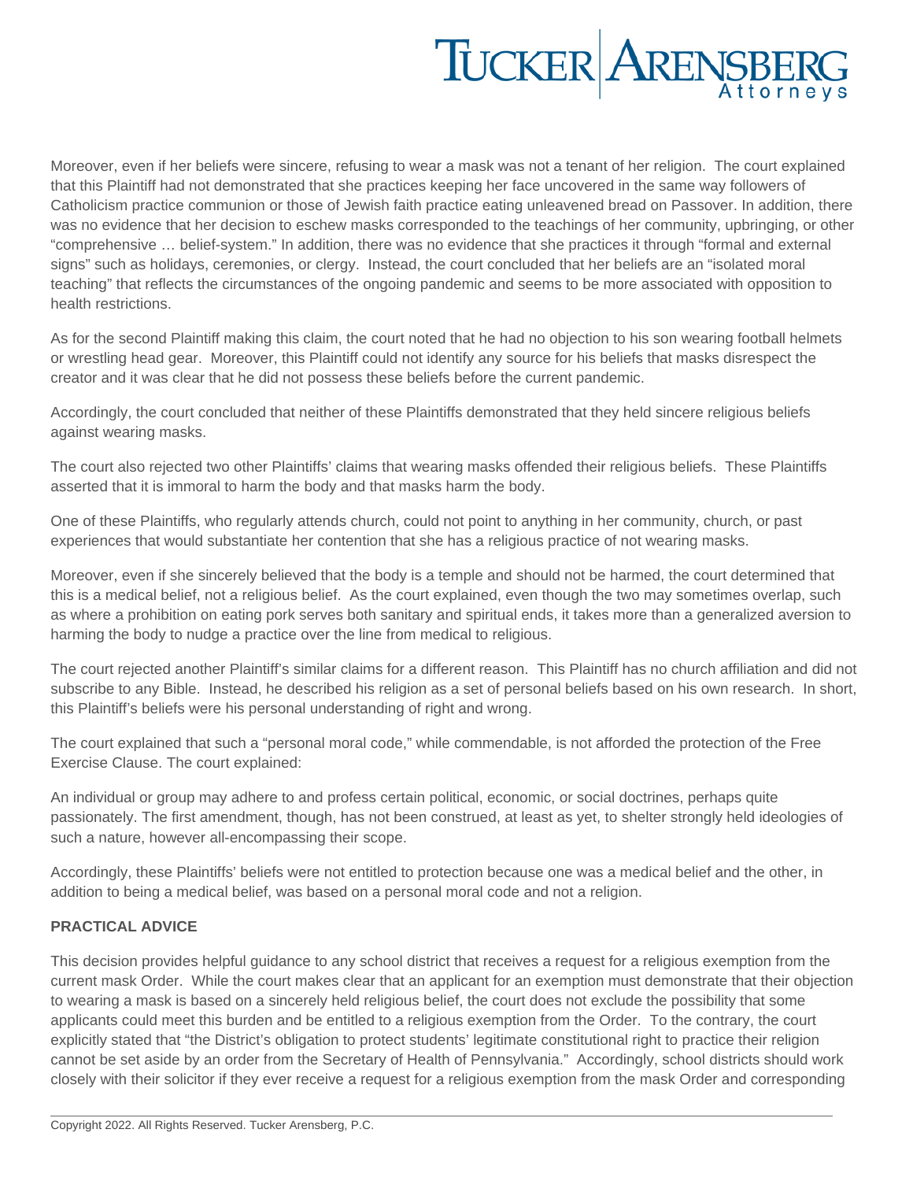Moreover, even if her beliefs were sincere, refusing to wear a mask was not a tenant of her religion. The court explained that this Plaintiff had not demonstrated that she practices keeping her face uncovered in the same way followers of Catholicism practice communion or those of Jewish faith practice eating unleavened bread on Passover. In addition, there was no evidence that her decision to eschew masks corresponded to the teachings of her community, upbringing, or other "comprehensive … belief-system." In addition, there was no evidence that she practices it through "formal and external signs" such as holidays, ceremonies, or clergy. Instead, the court concluded that her beliefs are an "isolated moral teaching" that reflects the circumstances of the ongoing pandemic and seems to be more associated with opposition to health restrictions.

As for the second Plaintiff making this claim, the court noted that he had no objection to his son wearing football helmets or wrestling head gear. Moreover, this Plaintiff could not identify any source for his beliefs that masks disrespect the creator and it was clear that he did not possess these beliefs before the current pandemic.

Accordingly, the court concluded that neither of these Plaintiffs demonstrated that they held sincere religious beliefs against wearing masks.

The court also rejected two other Plaintiffs' claims that wearing masks offended their religious beliefs. These Plaintiffs asserted that it is immoral to harm the body and that masks harm the body.

One of these Plaintiffs, who regularly attends church, could not point to anything in her community, church, or past experiences that would substantiate her contention that she has a religious practice of not wearing masks.

Moreover, even if she sincerely believed that the body is a temple and should not be harmed, the court determined that this is a medical belief, not a religious belief. As the court explained, even though the two may sometimes overlap, such as where a prohibition on eating pork serves both sanitary and spiritual ends, it takes more than a generalized aversion to harming the body to nudge a practice over the line from medical to religious.

The court rejected another Plaintiff's similar claims for a different reason. This Plaintiff has no church affiliation and did not subscribe to any Bible. Instead, he described his religion as a set of personal beliefs based on his own research. In short, this Plaintiff's beliefs were his personal understanding of right and wrong.

The court explained that such a "personal moral code," while commendable, is not afforded the protection of the Free Exercise Clause. The court explained:

An individual or group may adhere to and profess certain political, economic, or social doctrines, perhaps quite passionately. The first amendment, though, has not been construed, at least as yet, to shelter strongly held ideologies of such a nature, however all-encompassing their scope.

Accordingly, these Plaintiffs' beliefs were not entitled to protection because one was a medical belief and the other, in addition to being a medical belief, was based on a personal moral code and not a religion.

**PRACTICAL ADVICE**

This decision provides helpful guidance to any school district that receives a request for a religious exemption from the current mask Order. While the court makes clear that an applicant for an exemption must demonstrate that their objection to wearing a mask is based on a sincerely held religious belief, the court does not exclude the possibility that some applicants could meet this burden and be entitled to a religious exemption from the Order. To the contrary, the court explicitly stated that "the District's obligation to protect students' legitimate constitutional right to practice their religion cannot be set aside by an order from the Secretary of Health of Pennsylvania." Accordingly, school districts should work closely with their solicitor if they ever receive a request for a religious exemption from the mask Order and corresponding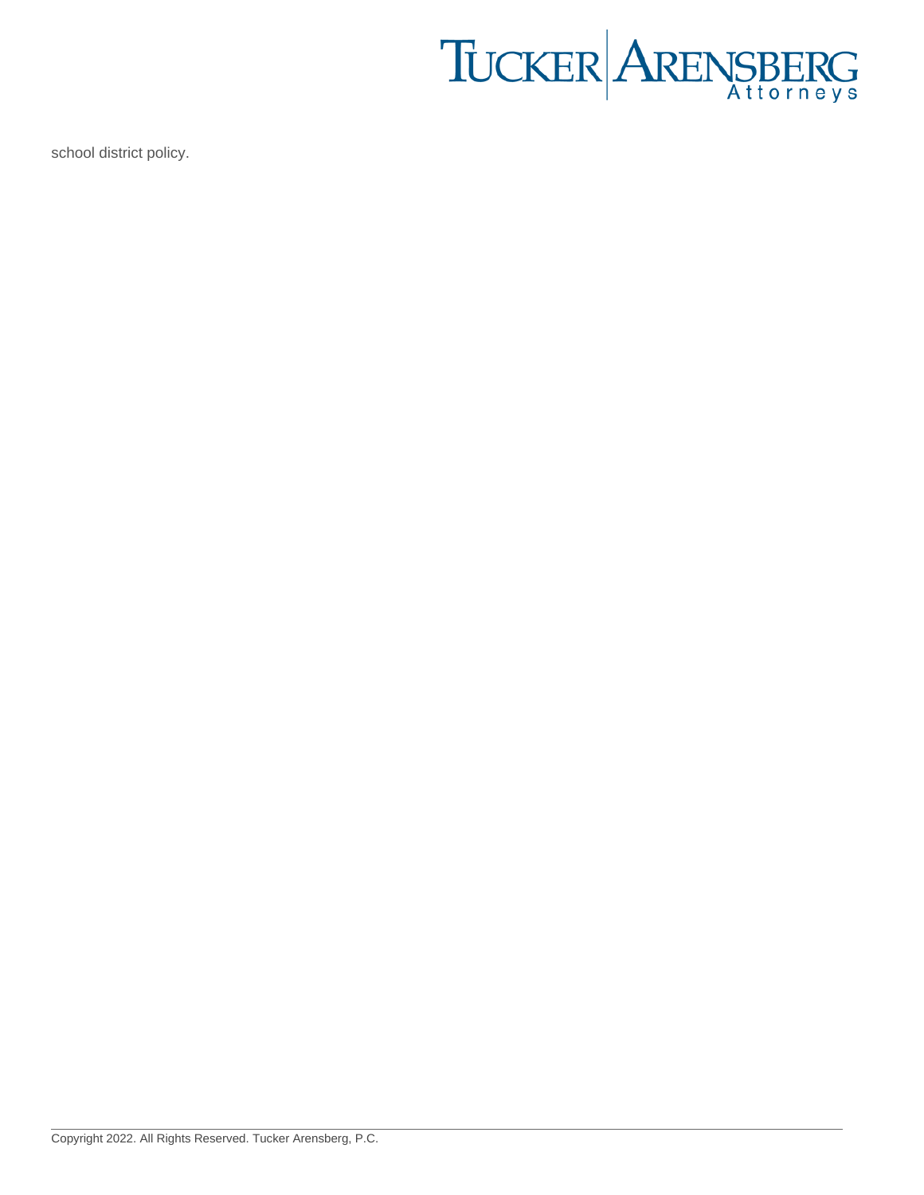school district policy.